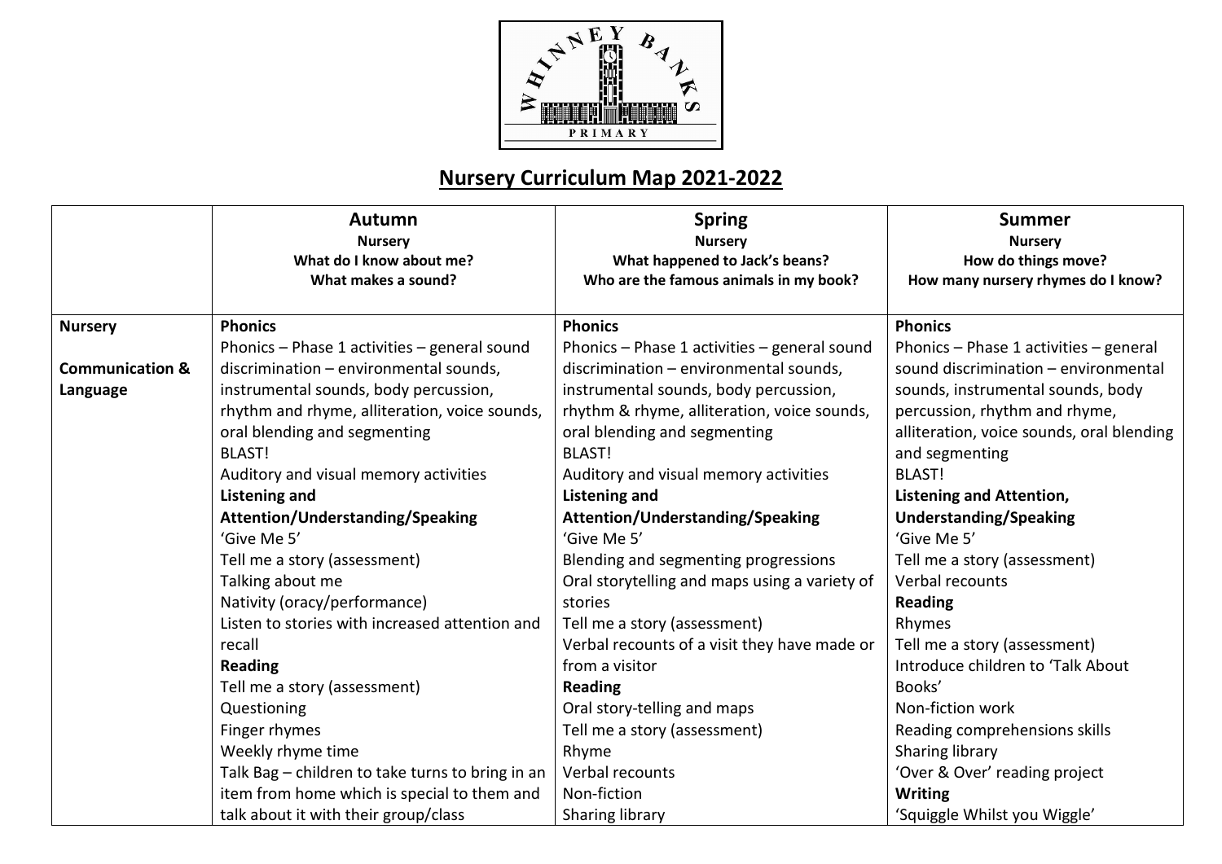WHINNEY BANKS PRIMARY

# Nursery Curriculum Map 2021-2022

| | **Autumn**<br>**Nursery**<br>**What do I know about me?**<br>**What makes a sound?** | **Spring**<br>**Nursery**<br>**What happened to Jack's beans?**<br>**Who are the famous animals in my book?** | **Summer**<br>**Nursery**<br>**How do things move?**<br>**How many nursery rhymes do I know?** |
|---|---|---|---|
| **Nursery**<br><br>**Communication & Language** | **Phonics**<br>Phonics – Phase 1 activities – general sound discrimination – environmental sounds, instrumental sounds, body percussion, rhythm and rhyme, alliteration, voice sounds, oral blending and segmenting<br>BLAST!<br>Auditory and visual memory activities<br>**Listening and Attention/Understanding/Speaking**<br>'Give Me 5'<br>Tell me a story (assessment)<br>Talking about me<br>Nativity (oracy/performance)<br>Listen to stories with increased attention and recall<br>**Reading**<br>Tell me a story (assessment)<br>Questioning<br>Finger rhymes<br>Weekly rhyme time<br>Talk Bag – children to take turns to bring in an item from home which is special to them and talk about it with their group/class | **Phonics**<br>Phonics – Phase 1 activities – general sound discrimination – environmental sounds, instrumental sounds, body percussion, rhythm & rhyme, alliteration, voice sounds, oral blending and segmenting<br>BLAST!<br>Auditory and visual memory activities<br>**Listening and Attention/Understanding/Speaking**<br>'Give Me 5'<br>Blending and segmenting progressions<br>Oral storytelling and maps using a variety of stories<br>Tell me a story (assessment)<br>Verbal recounts of a visit they have made or from a visitor<br>**Reading**<br>Oral story-telling and maps<br>Tell me a story (assessment)<br>Rhyme<br>Verbal recounts<br>Non-fiction<br>Sharing library | **Phonics**<br>Phonics – Phase 1 activities – general sound discrimination – environmental sounds, instrumental sounds, body percussion, rhythm and rhyme, alliteration, voice sounds, oral blending and segmenting<br>BLAST!<br>**Listening and Attention, Understanding/Speaking**<br>'Give Me 5'<br>Tell me a story (assessment)<br>Verbal recounts<br>**Reading**<br>Rhymes<br>Tell me a story (assessment)<br>Introduce children to 'Talk About Books'<br>Non-fiction work<br>Reading comprehensions skills<br>Sharing library<br>'Over & Over' reading project<br>**Writing**<br>'Squiggle Whilst you Wiggle' |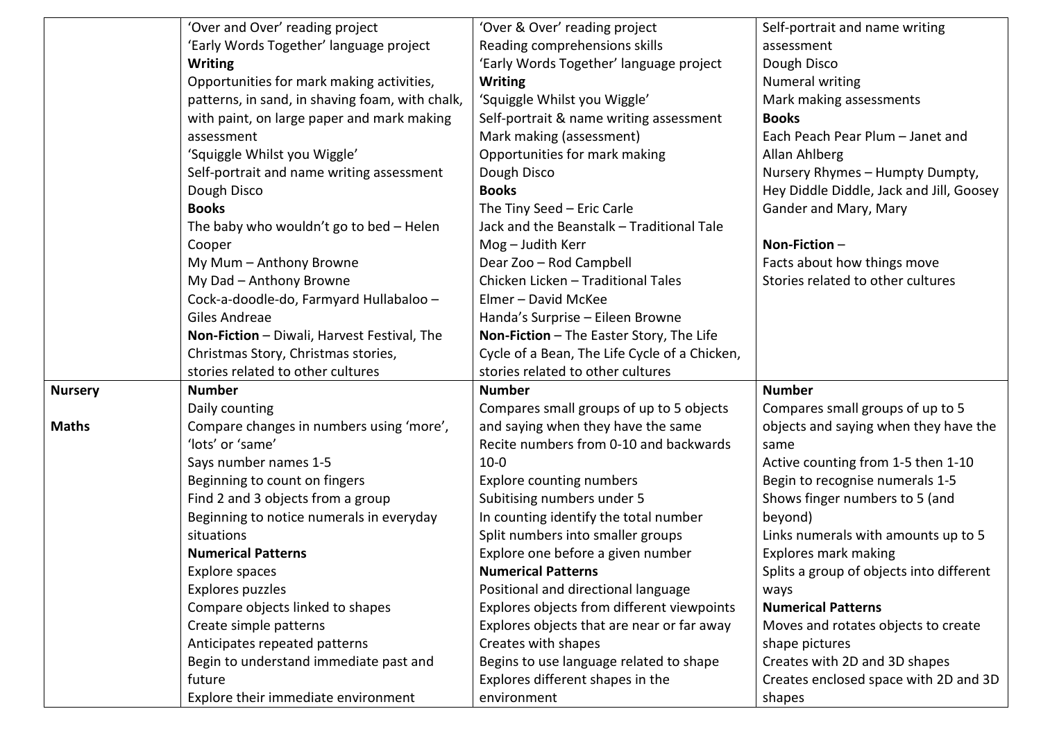| | | | |
|---|---|---|---|
| | 'Over and Over' reading project<br>'Early Words Together' language project<br>**Writing**<br>Opportunities for mark making activities, patterns, in sand, in shaving foam, with chalk, with paint, on large paper and mark making assessment<br>'Squiggle Whilst you Wiggle'<br>Self-portrait and name writing assessment<br>Dough Disco<br>**Books**<br>The baby who wouldn't go to bed – Helen Cooper<br>My Mum – Anthony Browne<br>My Dad – Anthony Browne<br>Cock-a-doodle-do, Farmyard Hullabaloo – Giles Andreae<br>**Non-Fiction** – Diwali, Harvest Festival, The Christmas Story, Christmas stories, stories related to other cultures | 'Over & Over' reading project<br>Reading comprehensions skills<br>'Early Words Together' language project<br>**Writing**<br>'Squiggle Whilst you Wiggle'<br>Self-portrait & name writing assessment<br>Mark making (assessment)<br>Opportunities for mark making<br>Dough Disco<br>**Books**<br>The Tiny Seed – Eric Carle<br>Jack and the Beanstalk – Traditional Tale<br>Mog – Judith Kerr<br>Dear Zoo – Rod Campbell<br>Chicken Licken – Traditional Tales<br>Elmer – David McKee<br>Handa's Surprise – Eileen Browne<br>**Non-Fiction** – The Easter Story, The Life Cycle of a Bean, The Life Cycle of a Chicken, stories related to other cultures | Self-portrait and name writing assessment<br>Dough Disco<br>Numeral writing<br>Mark making assessments<br>**Books**<br>Each Peach Pear Plum – Janet and Allan Ahlberg<br>Nursery Rhymes – Humpty Dumpty, Hey Diddle Diddle, Jack and Jill, Goosey Gander and Mary, Mary<br><br>**Non-Fiction** –<br>Facts about how things move<br>Stories related to other cultures |
| **Nursery**<br><br>**Maths** | **Number**<br>Daily counting<br>Compare changes in numbers using 'more', 'lots' or 'same'<br>Says number names 1-5<br>Beginning to count on fingers<br>Find 2 and 3 objects from a group<br>Beginning to notice numerals in everyday situations<br>**Numerical Patterns**<br>Explore spaces<br>Explores puzzles<br>Compare objects linked to shapes<br>Create simple patterns<br>Anticipates repeated patterns<br>Begin to understand immediate past and future<br>Explore their immediate environment | **Number**<br>Compares small groups of up to 5 objects and saying when they have the same<br>Recite numbers from 0-10 and backwards 10-0<br>Explore counting numbers<br>Subitising numbers under 5<br>In counting identify the total number<br>Split numbers into smaller groups<br>Explore one before a given number<br>**Numerical Patterns**<br>Positional and directional language<br>Explores objects from different viewpoints<br>Explores objects that are near or far away<br>Creates with shapes<br>Begins to use language related to shape<br>Explores different shapes in the environment | **Number**<br>Compares small groups of up to 5 objects and saying when they have the same<br>Active counting from 1-5 then 1-10<br>Begin to recognise numerals 1-5<br>Shows finger numbers to 5 (and beyond)<br>Links numerals with amounts up to 5<br>Explores mark making<br>Splits a group of objects into different ways<br>**Numerical Patterns**<br>Moves and rotates objects to create shape pictures<br>Creates with 2D and 3D shapes<br>Creates enclosed space with 2D and 3D shapes |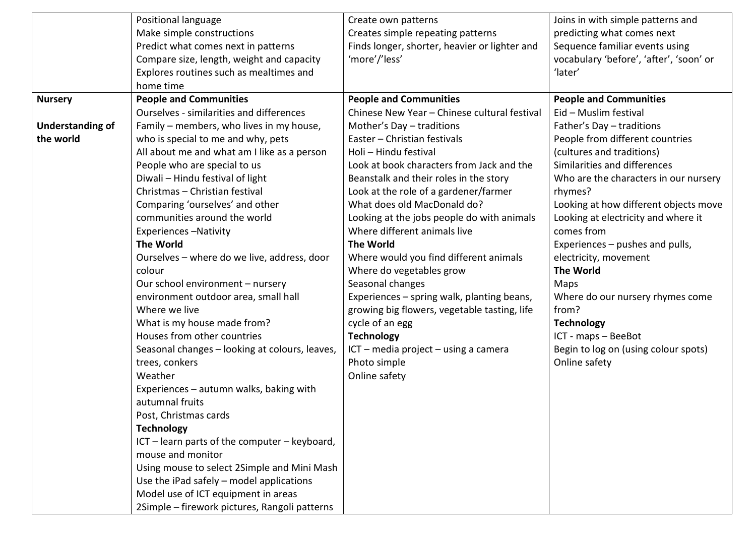| | | | |
|---|---|---|---|
| | Positional language<br>Make simple constructions<br>Predict what comes next in patterns<br>Compare size, length, weight and capacity<br>Explores routines such as mealtimes and home time | Create own patterns<br>Creates simple repeating patterns<br>Finds longer, shorter, heavier or lighter and 'more'/'less' | Joins in with simple patterns and predicting what comes next<br>Sequence familiar events using vocabulary 'before', 'after', 'soon' or 'later' |
| **Nursery**<br><br>**Understanding of the world** | **People and Communities**<br>Ourselves - similarities and differences<br>Family – members, who lives in my house, who is special to me and why, pets<br>All about me and what am I like as a person<br>People who are special to us<br>Diwali – Hindu festival of light<br>Christmas – Christian festival<br>Comparing 'ourselves' and other communities around the world<br>Experiences –Nativity<br>**The World**<br>Ourselves – where do we live, address, door colour<br>Our school environment – nursery environment outdoor area, small hall<br>Where we live<br>What is my house made from?<br>Houses from other countries<br>Seasonal changes – looking at colours, leaves, trees, conkers<br>Weather<br>Experiences – autumn walks, baking with autumnal fruits<br>Post, Christmas cards<br>**Technology**<br>ICT – learn parts of the computer – keyboard, mouse and monitor<br>Using mouse to select 2Simple and Mini Mash<br>Use the iPad safely – model applications<br>Model use of ICT equipment in areas<br>2Simple – firework pictures, Rangoli patterns | **People and Communities**<br>Chinese New Year – Chinese cultural festival<br>Mother's Day – traditions<br>Easter – Christian festivals<br>Holi – Hindu festival<br>Look at book characters from Jack and the Beanstalk and their roles in the story<br>Look at the role of a gardener/farmer<br>What does old MacDonald do?<br>Looking at the jobs people do with animals<br>Where different animals live<br>**The World**<br>Where would you find different animals<br>Where do vegetables grow<br>Seasonal changes<br>Experiences – spring walk, planting beans, growing big flowers, vegetable tasting, life cycle of an egg<br>**Technology**<br>ICT – media project – using a camera<br>Photo simple<br>Online safety | **People and Communities**<br>Eid – Muslim festival<br>Father's Day – traditions<br>People from different countries (cultures and traditions)<br>Similarities and differences<br>Who are the characters in our nursery rhymes?<br>Looking at how different objects move<br>Looking at electricity and where it comes from<br>Experiences – pushes and pulls, electricity, movement<br>**The World**<br>Maps<br>Where do our nursery rhymes come from?<br>**Technology**<br>ICT - maps – BeeBot<br>Begin to log on (using colour spots)<br>Online safety |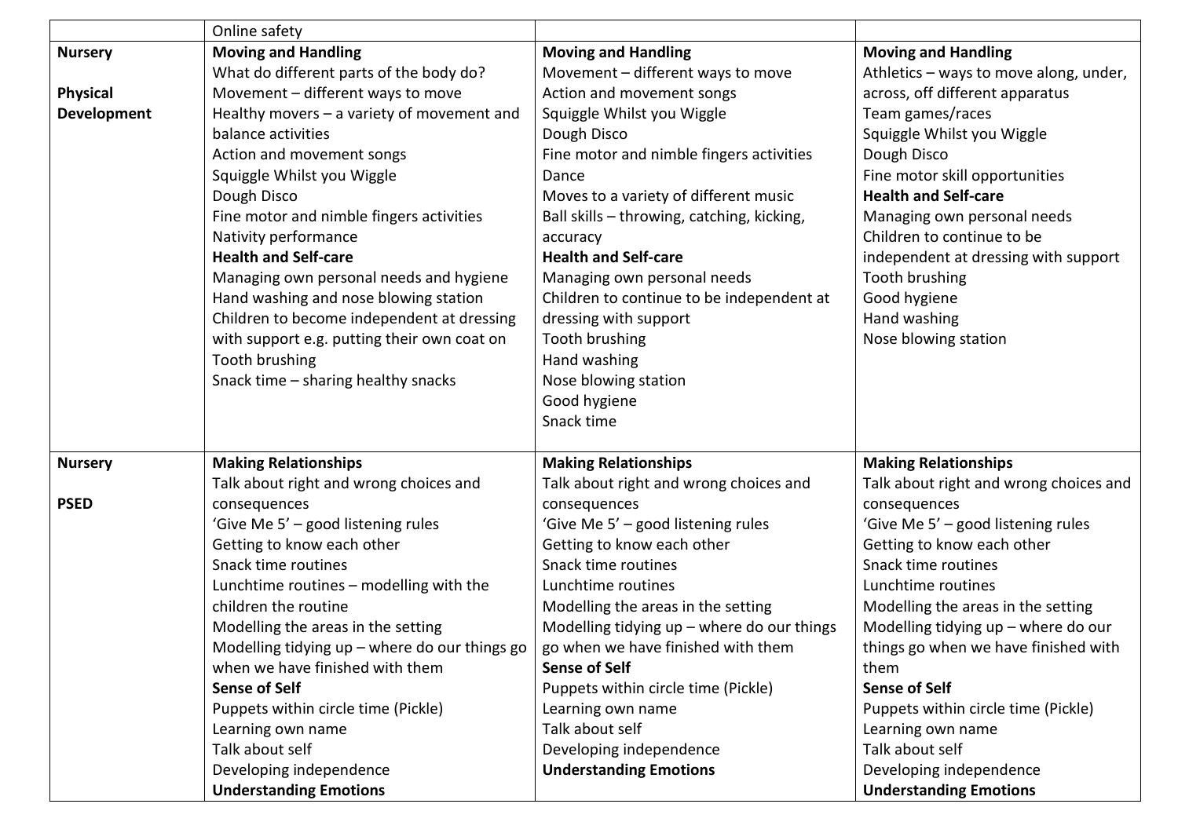| | | | |
|---|---|---|---|
| | Online safety | | |
| **Nursery**<br><br>**Physical Development** | **Moving and Handling**<br>What do different parts of the body do?<br>Movement – different ways to move<br>Healthy movers – a variety of movement and balance activities<br>Action and movement songs<br>Squiggle Whilst you Wiggle<br>Dough Disco<br>Fine motor and nimble fingers activities<br>Nativity performance<br>**Health and Self-care**<br>Managing own personal needs and hygiene<br>Hand washing and nose blowing station<br>Children to become independent at dressing with support e.g. putting their own coat on<br>Tooth brushing<br>Snack time – sharing healthy snacks | **Moving and Handling**<br>Movement – different ways to move<br>Action and movement songs<br>Squiggle Whilst you Wiggle<br>Dough Disco<br>Fine motor and nimble fingers activities<br>Dance<br>Moves to a variety of different music<br>Ball skills – throwing, catching, kicking, accuracy<br>**Health and Self-care**<br>Managing own personal needs<br>Children to continue to be independent at dressing with support<br>Tooth brushing<br>Hand washing<br>Nose blowing station<br>Good hygiene<br>Snack time | **Moving and Handling**<br>Athletics – ways to move along, under, across, off different apparatus<br>Team games/races<br>Squiggle Whilst you Wiggle<br>Dough Disco<br>Fine motor skill opportunities<br>**Health and Self-care**<br>Managing own personal needs<br>Children to continue to be independent at dressing with support<br>Tooth brushing<br>Good hygiene<br>Hand washing<br>Nose blowing station |
| **Nursery**<br><br>**PSED** | **Making Relationships**<br>Talk about right and wrong choices and consequences<br>'Give Me 5' – good listening rules<br>Getting to know each other<br>Snack time routines<br>Lunchtime routines – modelling with the children the routine<br>Modelling the areas in the setting<br>Modelling tidying up – where do our things go when we have finished with them<br>**Sense of Self**<br>Puppets within circle time (Pickle)<br>Learning own name<br>Talk about self<br>Developing independence<br>**Understanding Emotions** | **Making Relationships**<br>Talk about right and wrong choices and consequences<br>'Give Me 5' – good listening rules<br>Getting to know each other<br>Snack time routines<br>Lunchtime routines<br>Modelling the areas in the setting<br>Modelling tidying up – where do our things go when we have finished with them<br>**Sense of Self**<br>Puppets within circle time (Pickle)<br>Learning own name<br>Talk about self<br>Developing independence<br>**Understanding Emotions** | **Making Relationships**<br>Talk about right and wrong choices and consequences<br>'Give Me 5' – good listening rules<br>Getting to know each other<br>Snack time routines<br>Lunchtime routines<br>Modelling the areas in the setting<br>Modelling tidying up – where do our things go when we have finished with them<br>**Sense of Self**<br>Puppets within circle time (Pickle)<br>Learning own name<br>Talk about self<br>Developing independence<br>**Understanding Emotions** |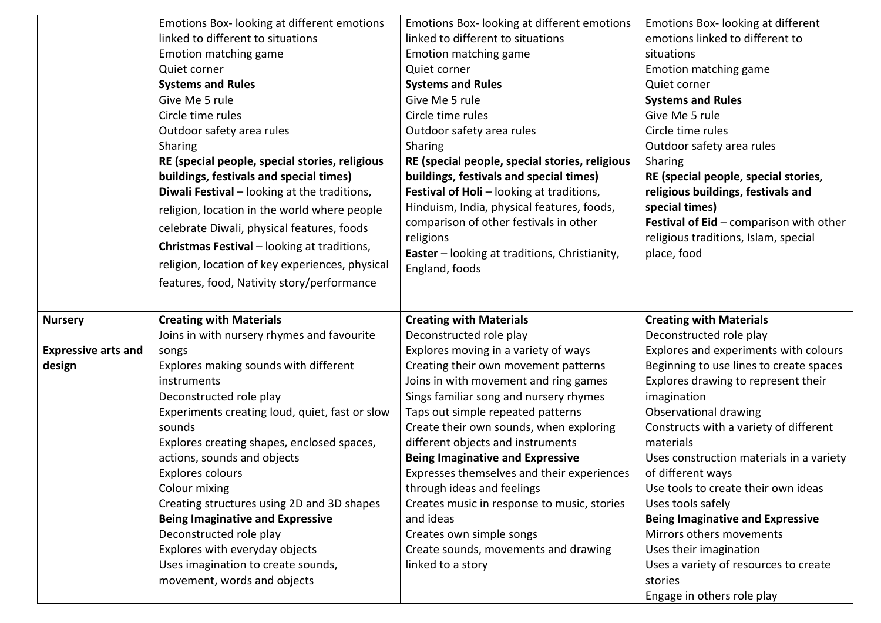| | | | |
|---|---|---|---|
| | Emotions Box- looking at different emotions linked to different to situations<br>Emotion matching game<br>Quiet corner<br>**Systems and Rules**<br>Give Me 5 rule<br>Circle time rules<br>Outdoor safety area rules<br>Sharing<br>**RE (special people, special stories, religious buildings, festivals and special times)**<br>**Diwali Festival** – looking at the traditions, religion, location in the world where people celebrate Diwali, physical features, foods<br>**Christmas Festival** – looking at traditions, religion, location of key experiences, physical features, food, Nativity story/performance | Emotions Box- looking at different emotions linked to different to situations<br>Emotion matching game<br>Quiet corner<br>**Systems and Rules**<br>Give Me 5 rule<br>Circle time rules<br>Outdoor safety area rules<br>Sharing<br>**RE (special people, special stories, religious buildings, festivals and special times)**<br>**Festival of Holi** – looking at traditions, Hinduism, India, physical features, foods, comparison of other festivals in other religions<br>**Easter** – looking at traditions, Christianity, England, foods | Emotions Box- looking at different emotions linked to different to situations<br>Emotion matching game<br>Quiet corner<br>**Systems and Rules**<br>Give Me 5 rule<br>Circle time rules<br>Outdoor safety area rules<br>Sharing<br>**RE (special people, special stories, religious buildings, festivals and special times)**<br>**Festival of Eid** – comparison with other religious traditions, Islam, special place, food |
| **Nursery**<br><br>**Expressive arts and design** | **Creating with Materials**<br>Joins in with nursery rhymes and favourite songs<br>Explores making sounds with different instruments<br>Deconstructed role play<br>Experiments creating loud, quiet, fast or slow sounds<br>Explores creating shapes, enclosed spaces, actions, sounds and objects<br>Explores colours<br>Colour mixing<br>Creating structures using 2D and 3D shapes<br>**Being Imaginative and Expressive**<br>Deconstructed role play<br>Explores with everyday objects<br>Uses imagination to create sounds, movement, words and objects | **Creating with Materials**<br>Deconstructed role play<br>Explores moving in a variety of ways<br>Creating their own movement patterns<br>Joins in with movement and ring games<br>Sings familiar song and nursery rhymes<br>Taps out simple repeated patterns<br>Create their own sounds, when exploring different objects and instruments<br>**Being Imaginative and Expressive**<br>Expresses themselves and their experiences through ideas and feelings<br>Creates music in response to music, stories and ideas<br>Creates own simple songs<br>Create sounds, movements and drawing linked to a story | **Creating with Materials**<br>Deconstructed role play<br>Explores and experiments with colours<br>Beginning to use lines to create spaces<br>Explores drawing to represent their imagination<br>Observational drawing<br>Constructs with a variety of different materials<br>Uses construction materials in a variety of different ways<br>Use tools to create their own ideas<br>Uses tools safely<br>**Being Imaginative and Expressive**<br>Mirrors others movements<br>Uses their imagination<br>Uses a variety of resources to create stories<br>Engage in others role play |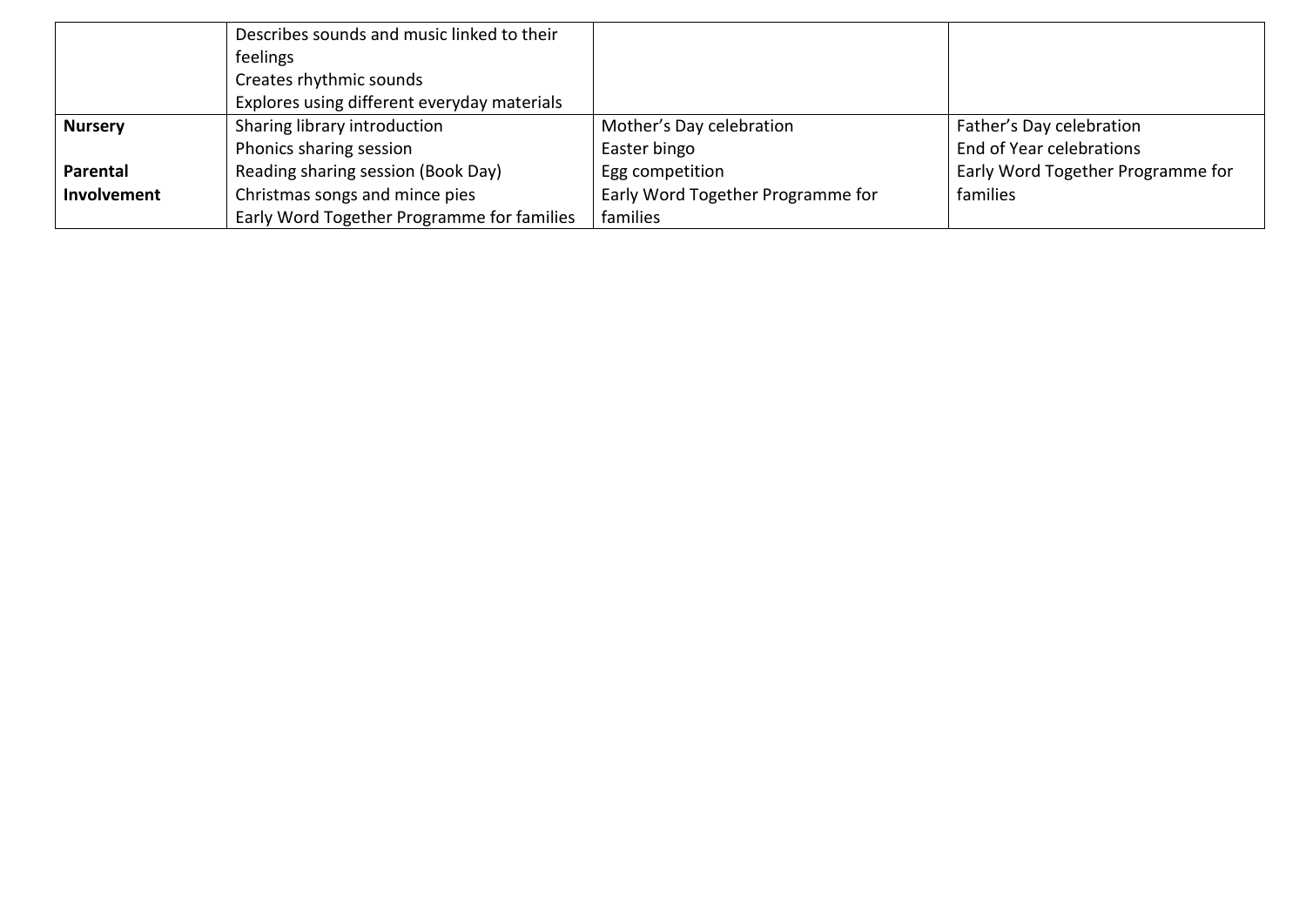| | | | |
|---|---|---|---|
| | Describes sounds and music linked to their feelings<br>Creates rhythmic sounds<br>Explores using different everyday materials | | |
| **Nursery**<br><br>**Parental Involvement** | Sharing library introduction<br>Phonics sharing session<br>Reading sharing session (Book Day)<br>Christmas songs and mince pies<br>Early Word Together Programme for families | Mother's Day celebration<br>Easter bingo<br>Egg competition<br>Early Word Together Programme for families | Father's Day celebration<br>End of Year celebrations<br>Early Word Together Programme for families |